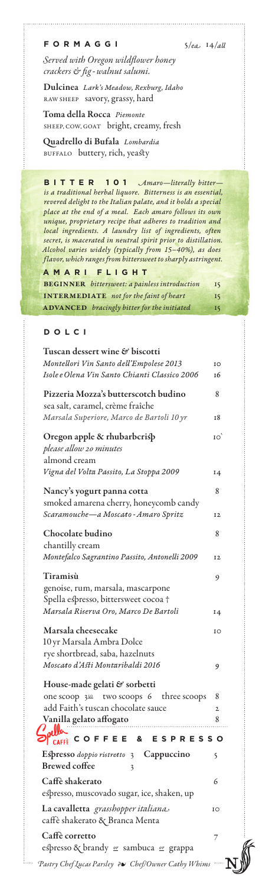## FORMAGGI

5/ea 14/all

*Served with Oregon wildflower honey crackers & fig-walnut salumi.*

**Dulcinea** *Lark's Meadow, Rexburg, Idaho*
RAW SHEEP savory, grassy, hard

**Toma della Rocca** *Piemonte*
SHEEP, COW, GOAT bright, creamy, fresh

**Quadrello di Bufala** *Lombardia*
BUFFALO buttery, rich, yeasty

## BITTER 101

*Amaro—literally bitter—is a traditional herbal liquore. Bitterness is an essential, revered delight to the Italian palate, and it holds a special place at the end of a meal. Each amaro follows its own unique, proprietary recipe that adheres to tradition and local ingredients. A laundry list of ingredients, often secret, is macerated in neutral spirit prior to distillation. Alcohol varies widely (typically from 15–40%), as does flavor, which ranges from bittersweet to sharply astringent.*

### AMARI FLIGHT

| | |
|---|---|
| **BEGINNER** *bittersweet: a painless introduction* | 15 |
| **INTERMEDIATE** *not for the faint of heart* | 15 |
| **ADVANCED** *bracingly bitter for the initiated* | 15 |

## DOLCI

**Tuscan dessert wine & biscotti**
*Montellori Vin Santo dell'Empolese 2013* — 10
*Isole e Olena Vin Santo Chianti Classico 2006* — 16

**Pizzeria Mozza's butterscotch budino** — 8
sea salt, caramel, crème fraîche
*Marsala Superiore, Marco de Bartoli 10 yr* — 18

**Oregon apple & rhubarb crisp** — 10
*please allow 20 minutes*
almond cream
*Vigna del Volta Passito, La Stoppa 2009* — 14

**Nancy's yogurt panna cotta** — 8
smoked amarena cherry, honeycomb candy
*Scaramouche—a Moscato-Amaro Spritz* — 12

**Chocolate budino** — 8
chantilly cream
*Montefalco Sagrantino Passito, Antonelli 2009* — 12

**Tiramisù** — 9
genoise, rum, marsala, mascarpone
Spella espresso, bittersweet cocoa †
*Marsala Riserva Oro, Marco De Bartoli* — 14

**Marsala cheesecake** — 10
10 yr Marsala Ambra Dolce
rye shortbread, saba, hazelnuts
*Moscato d'Asti Montaribaldi 2016* — 9

**House-made gelati & sorbetti**
one scoop 3.50 two scoops 6 three scoops — 8
add Faith's tuscan chocolate sauce — 2
**Vanilla gelato affogato** — 8

## Spella CAFFÈ COFFEE & ESPRESSO

**Espresso** *doppio ristretto* 3 **Cappuccino** 5
**Brewed coffee** 3

**Caffè shakerato** — 6
espresso, muscovado sugar, ice, shaken, up

**La cavalletta** *grasshopper italiana* — 10
caffè shakerato & Branca Menta

**Caffè corretto** — 7
espresso & brandy *or* sambuca *or* grappa

*Pastry Chef Lucas Parsley ❧ Chef/Owner Cathy Whims*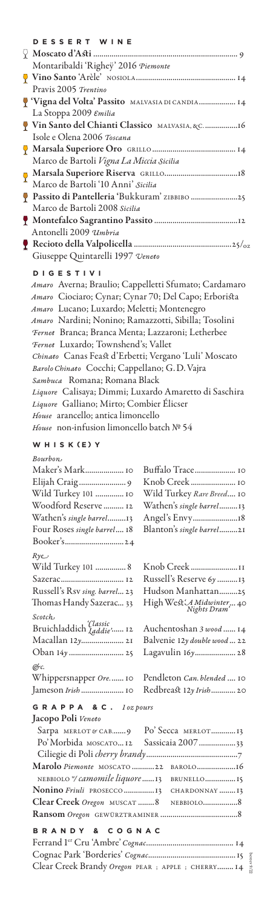## DESSERT WINE

**Moscato d'Asti** .......... 9
Montaribaldi 'Righeÿ' 2016 *Piemonte*

**Vino Santo** 'Arèle' NOSIOLA .......... 14
Pravis 2005 *Trentino*

**'Vigna del Volta' Passito** MALVASIA DI CANDIA .......... 14
La Stoppa 2009 *Emilia*

**Vin Santo del Chianti Classico** MALVASIA, &C. .......... 16
Isole e Olena 2006 *Toscana*

**Marsala Superiore Oro** GRILLO .......... 14
Marco de Bartoli *Vigna La Miccia Sicilia*

**Marsala Superiore Riserva** GRILLO .......... 18
Marco de Bartoli '10 Anni' *Sicilia*

**Passito di Pantelleria** 'Bukkuram' ZIBBIBO .......... 25
Marco de Bartoli 2008 *Sicilia*

**Montefalco Sagrantino Passito** .......... 12
Antonelli 2009 *Umbria*

**Recioto della Valpolicella** .......... 25/oz
Giuseppe Quintarelli 1997 *Veneto*

## DIGESTIVI

*Amaro* Averna; Braulio; Cappelletti Sfumato; Cardamaro
*Amaro* Ciociaro; Cynar; Cynar 70; Del Capo; Erborista
*Amaro* Lucano; Luxardo; Meletti; Montenegro
*Amaro* Nardini; Nonino; Ramazzotti, Sibilla; Tosolini
*Fernet* Branca; Branca Menta; Lazzaroni; Letherbee
*Fernet* Luxardo; Townshend's; Vallet
*Chinato* Canas Feast d'Erbetti; Vergano 'Luli' Moscato
*Barolo Chinato* Cocchi; Cappellano; G. D. Vajra
*Sambuca* Romana; Romana Black
*Liquore* Calisaya; Dimmi; Luxardo Amaretto di Saschira
*Liquore* Galliano; Mirto; Combier Élicser
*House* arancello; antica limoncello
*House* non-infusion limoncello batch № 54

## WHISK(E)Y

*Bourbon*

Maker's Mark .......... 10
Elijah Craig .......... 9
Wild Turkey 101 .......... 10
Woodford Reserve .......... 12
Wathen's *single barrel* .......... 13
Four Roses *single barrel* .......... 18
Booker's .......... 24
Buffalo Trace .......... 10
Knob Creek .......... 10
Wild Turkey *Rare Breed* .......... 10
Wathen's *single barrel* .......... 13
Angel's Envy .......... 18
Blanton's *single barrel* .......... 21

*Rye*

Wild Turkey 101 .......... 8
Sazerac .......... 12
Russell's Rsv *sing. barrel* .......... 23
Thomas Handy Sazerac .......... 33
Knob Creek .......... 11
Russell's Reserve 6y .......... 13
Hudson Manhattan .......... 25
High West *'A Midwinter Nights Dram'* .......... 40

*Scotch*

Bruichladdich *'Classic Laddie'* .......... 12
Macallan 12y .......... 21
Oban 14y .......... 25
Auchentoshan *3 wood* .......... 14
Balvenie 12y *double wood* .......... 22
Lagavulin 16y .......... 28

*&c.*

Whippersnapper *Ore.* .......... 10
Jameson *Irish* .......... 10
Pendleton *Can. blended* .......... 10
Redbreast 12y *Irish* .......... 20

## GRAPPA &C. *1 oz pours*

**Jacopo Poli** *Veneto*
Sarpa MERLOT & CAB .......... 9
Po' Secca MERLOT .......... 13
Po' Morbida MOSCATO .......... 12
Sassicaia 2007 .......... 33
Ciliegie di Poli *cherry brandy* .......... 7

**Marolo** *Piemonte* MOSCATO .......... 22 BAROLO .......... 16
NEBBIOLO w/ *camomile liquore* .......... 13 BRUNELLO .......... 15

**Nonino** *Friuli* PROSECCO .......... 13 CHARDONNAY .......... 13

**Clear Creek** *Oregon* MUSCAT .......... 8 NEBBIOLO .......... 8

**Ransom** *Oregon* GEWÜRZTRAMINER .......... 8

## BRANDY & COGNAC

Ferrand 1er Cru 'Ambre' *Cognac* .......... 14
Cognac Park 'Borderies' *Cognac* .......... 15
Clear Creek Brandy *Oregon* PEAR ; APPLE ; CHERRY .......... 14